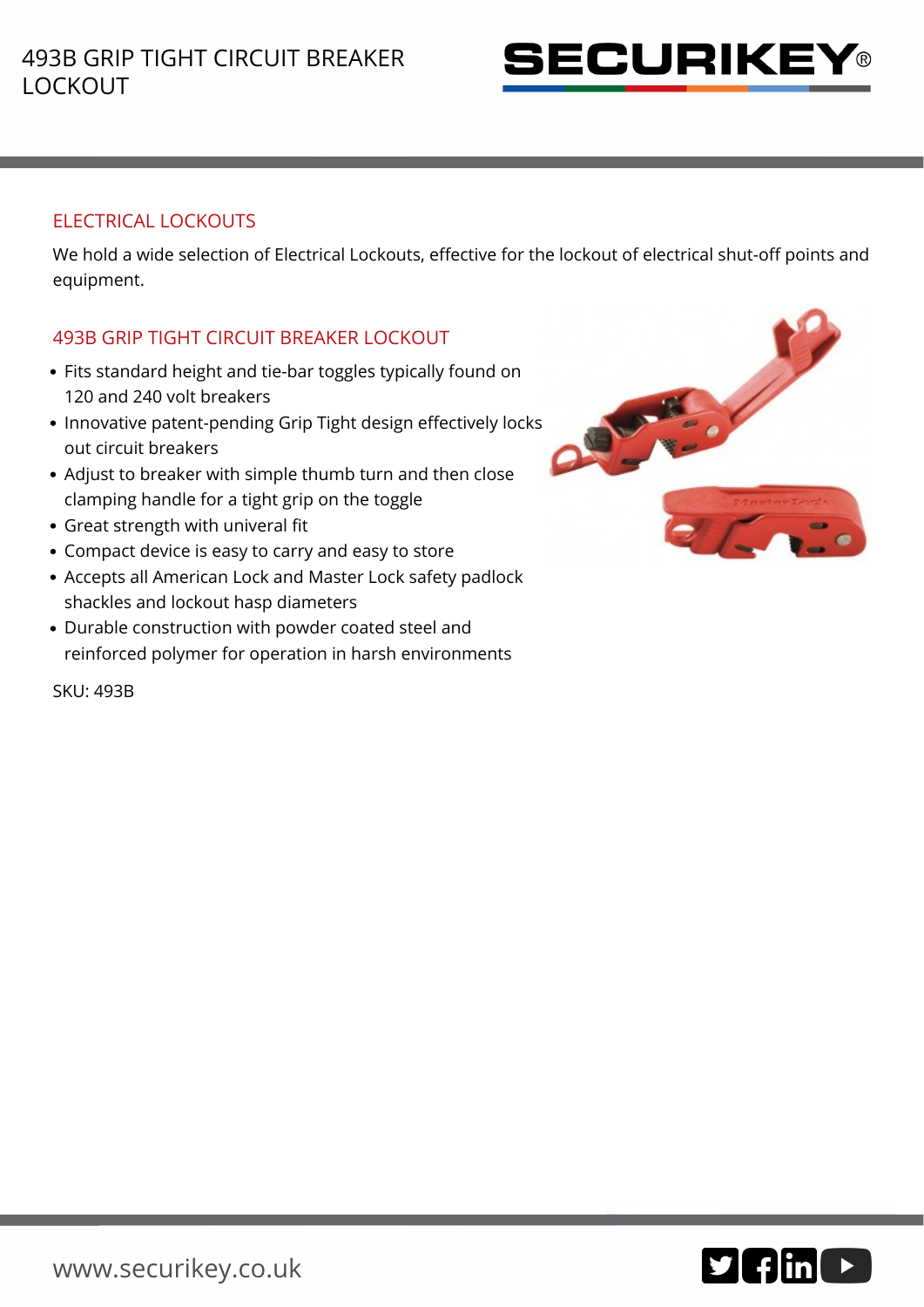# 493B GRIP TIGHT CIRCUIT BREAKER LOCKOUT

## ELECTRICAL LOCKOUTS

We hold a wide selection of Electrical Lockouts, effective for the lockout of electrical shut-off points and equipment.

## 493B GRIP TIGHT CIRCUIT BREAKER LOCKOUT

- Fits standard height and tie-bar toggles typically found on 120 and 240 volt breakers
- Innovative patent-pending Grip Tight design effectively locks out circuit breakers
- Adjust to breaker with simple thumb turn and then close clamping handle for a tight grip on the toggle
- Great strength with univeral fit
- Compact device is easy to carry and easy to store
- Accepts all American Lock and Master Lock safety padlock shackles and lockout hasp diameters
- Durable construction with powder coated steel and reinforced polymer for operation in harsh environments

SKU: 493B

www.securikey.co.uk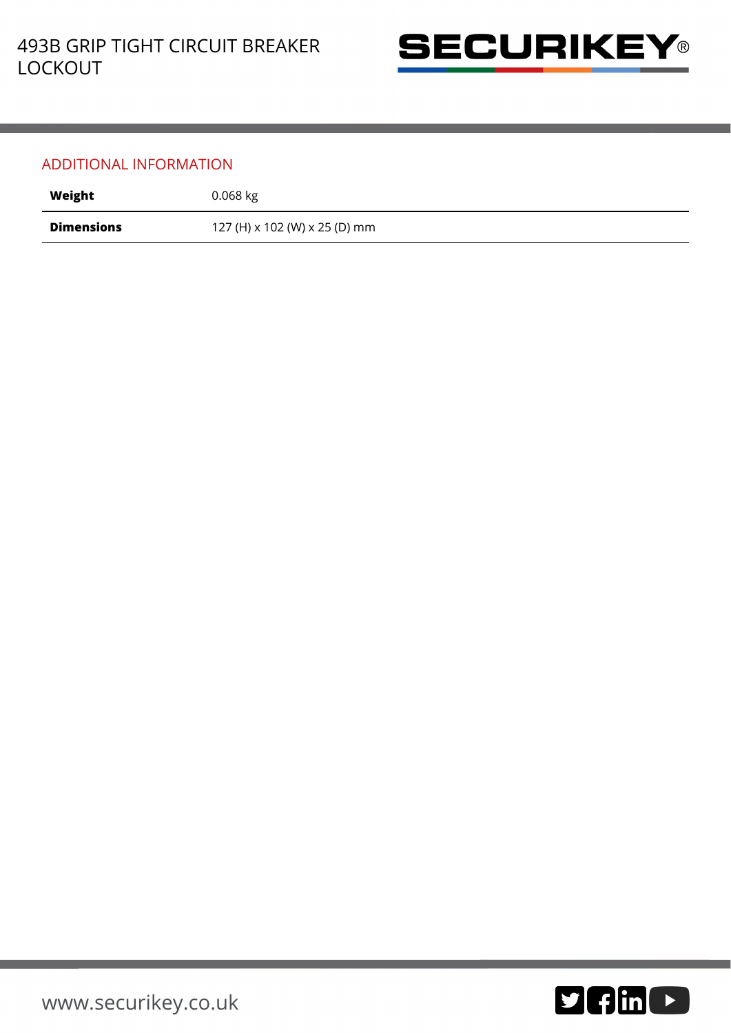## ADDITIONAL INFORMATION

| | |
|---|---|
| **Weight** | 0.068 kg |
| **Dimensions** | 127 (H) x 102 (W) x 25 (D) mm |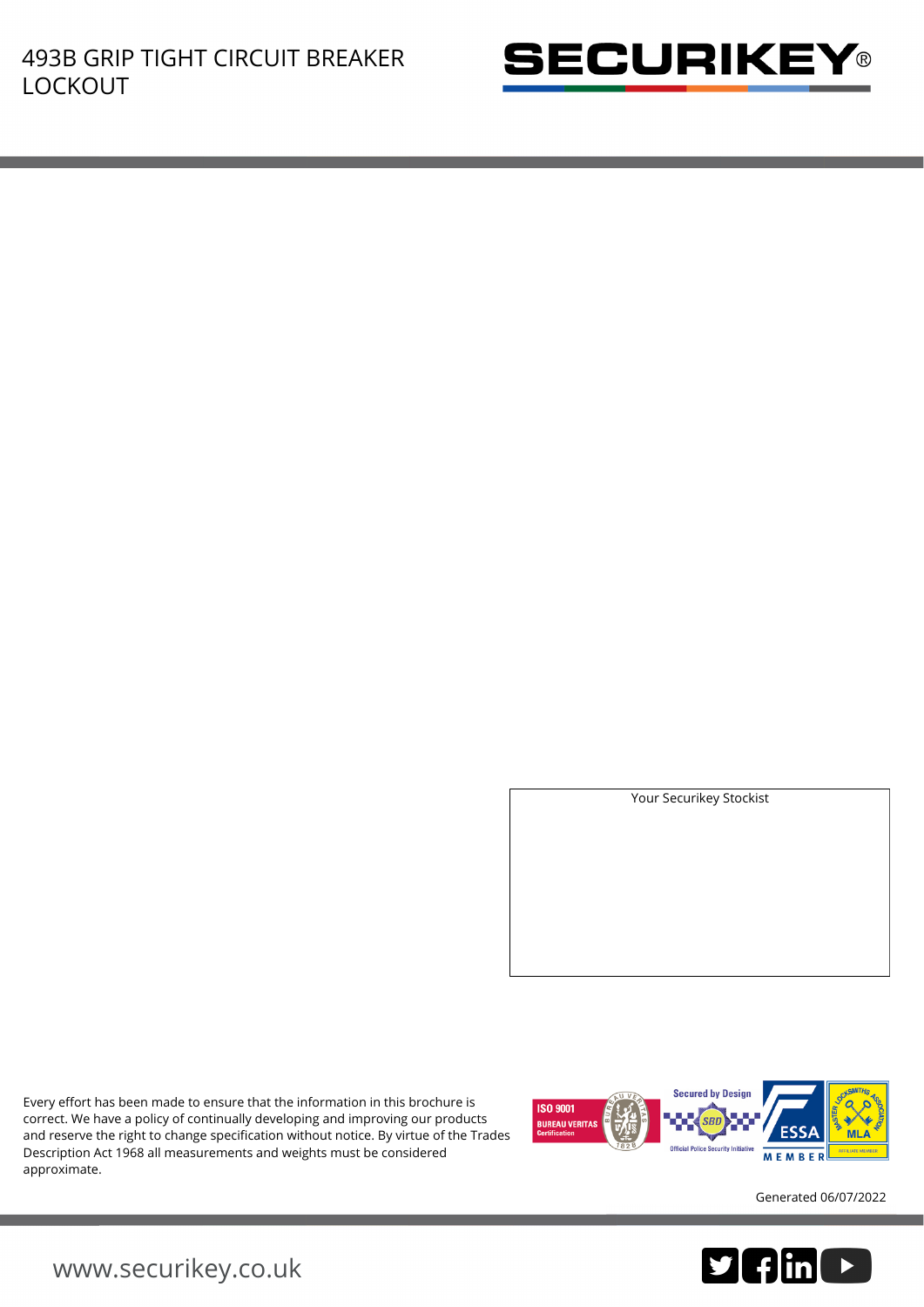Your Securikey Stockist

Every effort has been made to ensure that the information in this brochure is correct. We have a policy of continually developing and improving our products and reserve the right to change specification without notice. By virtue of the Trades Description Act 1968 all measurements and weights must be considered approximate.

Generated 06/07/2022